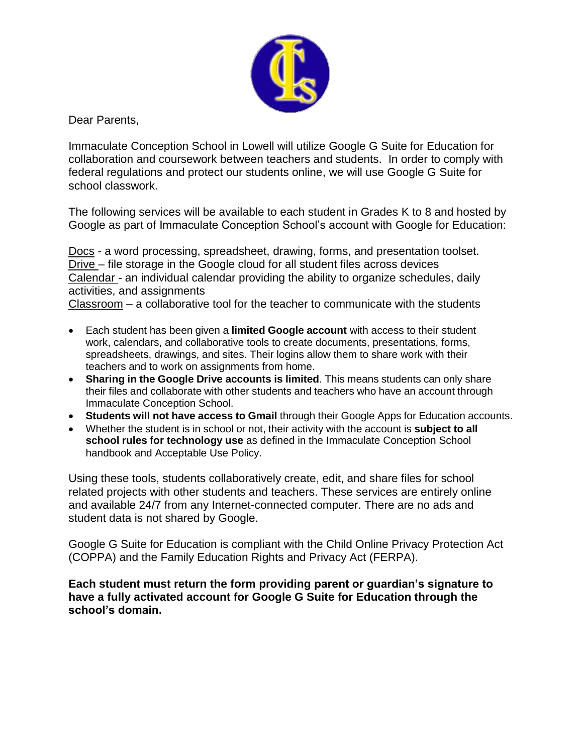Dear Parents,

Immaculate Conception School in Lowell will utilize Google G Suite for Education for collaboration and coursework between teachers and students. In order to comply with federal regulations and protect our students online, we will use Google G Suite for school classwork.

The following services will be available to each student in Grades K to 8 and hosted by Google as part of Immaculate Conception School's account with Google for Education:

Docs - a word processing, spreadsheet, drawing, forms, and presentation toolset.
Drive – file storage in the Google cloud for all student files across devices
Calendar - an individual calendar providing the ability to organize schedules, daily activities, and assignments
Classroom – a collaborative tool for the teacher to communicate with the students

- Each student has been given a **limited Google account** with access to their student work, calendars, and collaborative tools to create documents, presentations, forms, spreadsheets, drawings, and sites. Their logins allow them to share work with their teachers and to work on assignments from home.
- **Sharing in the Google Drive accounts is limited**. This means students can only share their files and collaborate with other students and teachers who have an account through Immaculate Conception School.
- **Students will not have access to Gmail** through their Google Apps for Education accounts.
- Whether the student is in school or not, their activity with the account is **subject to all school rules for technology use** as defined in the Immaculate Conception School handbook and Acceptable Use Policy.

Using these tools, students collaboratively create, edit, and share files for school related projects with other students and teachers. These services are entirely online and available 24/7 from any Internet-connected computer. There are no ads and student data is not shared by Google.

Google G Suite for Education is compliant with the Child Online Privacy Protection Act (COPPA) and the Family Education Rights and Privacy Act (FERPA).

**Each student must return the form providing parent or guardian's signature to have a fully activated account for Google G Suite for Education through the school's domain.**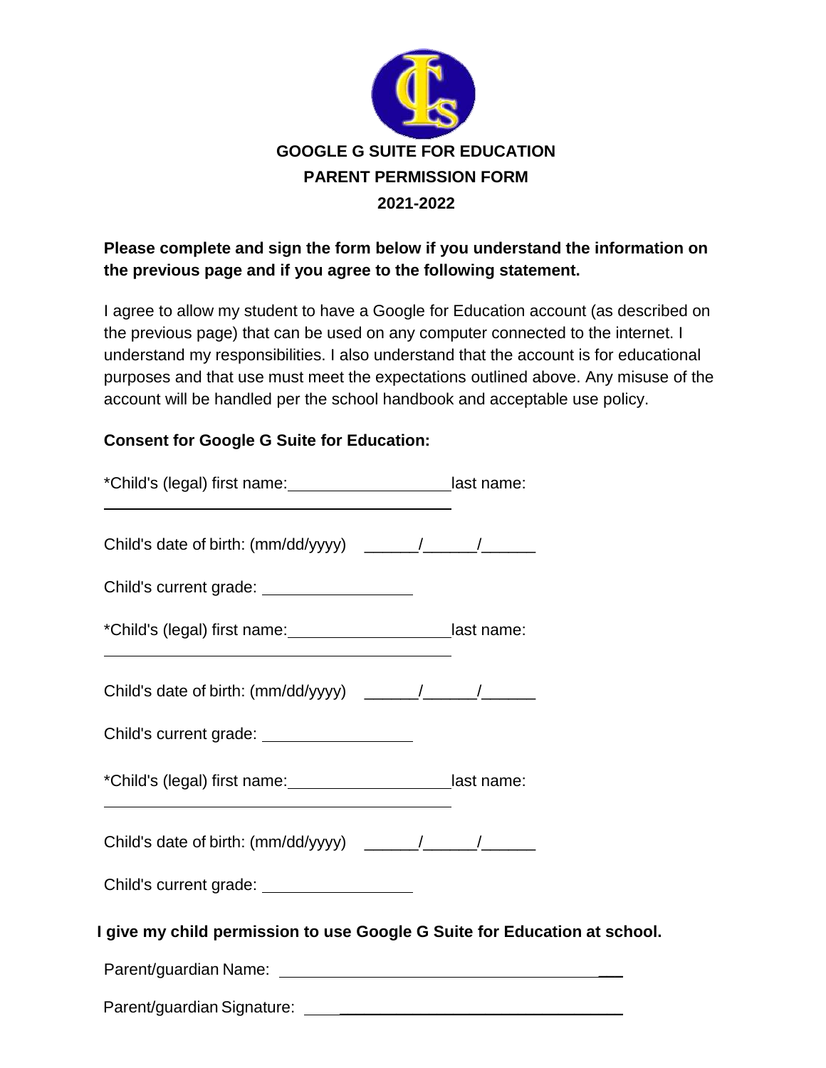**GOOGLE G SUITE FOR EDUCATION**

**PARENT PERMISSION FORM**

**2021-2022**

**Please complete and sign the form below if you understand the information on the previous page and if you agree to the following statement.**

I agree to allow my student to have a Google for Education account (as described on the previous page) that can be used on any computer connected to the internet. I understand my responsibilities. I also understand that the account is for educational purposes and that use must meet the expectations outlined above. Any misuse of the account will be handled per the school handbook and acceptable use policy.

**Consent for Google G Suite for Education:**

*Child's (legal) first name:__________________last name: ________________________________________

Child's date of birth: (mm/dd/yyyy) ______/______/______

Child's current grade: _________________

*Child's (legal) first name:__________________last name: ________________________________________

Child's date of birth: (mm/dd/yyyy) ______/______/______

Child's current grade: _________________

*Child's (legal) first name:__________________last name: ________________________________________

Child's date of birth: (mm/dd/yyyy) ______/______/______

Child's current grade: _________________

**I give my child permission to use Google G Suite for Education at school.**

Parent/guardian Name: ________________________________________

Parent/guardian Signature: ________________________________________